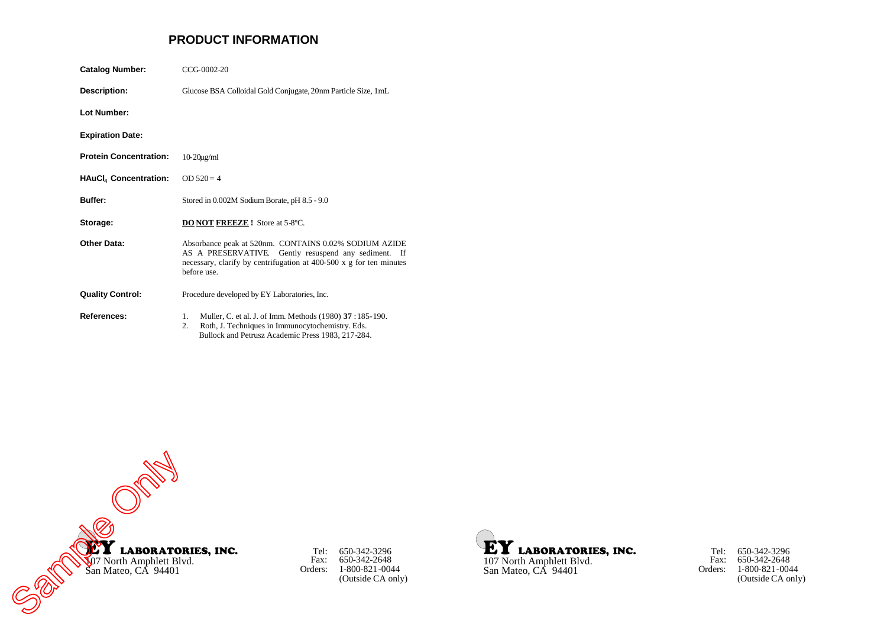# PRODUCT INFORMATION

**Catalog Number:** CCG-0002-20

**Description:** Glucose BSA Colloidal Gold Conjugate, 20nm Particle Size, 1mL

**Lot Number:**

**Expiration Date:**

**Protein Concentration:** 10-20µg/ml

**$HAuCl_4$ Concentration:** OD 520 = 4

**Buffer:** Stored in 0.002M Sodium Borate, pH 8.5 - 9.0

**Storage:** **DO NOT FREEZE !** Store at 5-8ºC.

**Other Data:** Absorbance peak at 520nm. CONTAINS 0.02% SODIUM AZIDE AS A PRESERVATIVE. Gently resuspend any sediment. If necessary, clarify by centrifugation at 400-500 x g for ten minutes before use.

**Quality Control:** Procedure developed by EY Laboratories, Inc.

**References:**

1. Muller, C. et al. J. of Imm. Methods (1980) **37** : 185-190.
2. Roth, J. Techniques in Immunocytochemistry. Eds. Bullock and Petrusz Academic Press 1983, 217-284.

Sample Only

**EY LABORATORIES, INC.**
107 North Amphlett Blvd.
San Mateo, CA 94401

Tel: 650-342-3296
Fax: 650-342-2648
Orders: 1-800-821-0044
(Outside CA only)

**EY LABORATORIES, INC.**
107 North Amphlett Blvd.
San Mateo, CA 94401

Tel: 650-342-3296
Fax: 650-342-2648
Orders: 1-800-821-0044
(Outside CA only)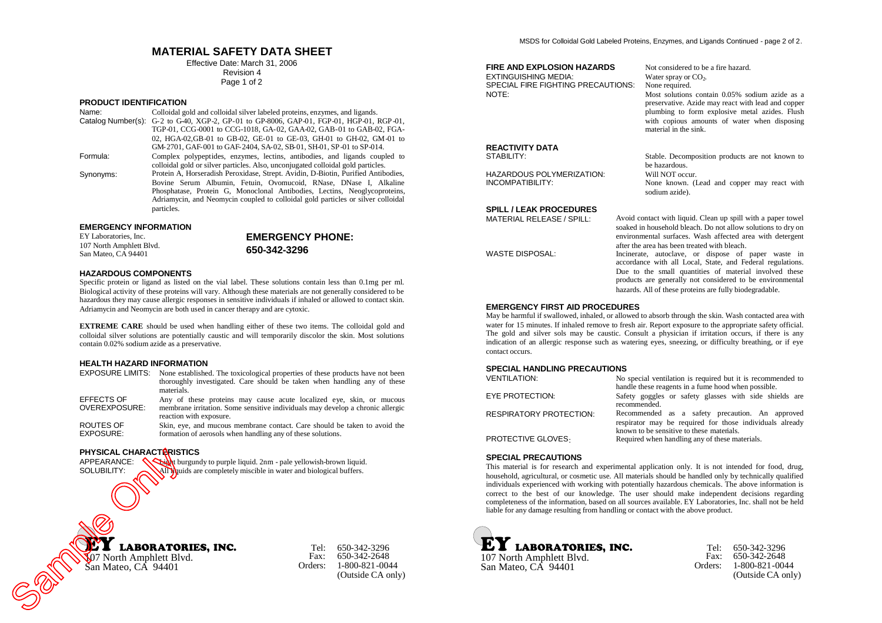# MATERIAL SAFETY DATA SHEET

Effective Date: March 31, 2006
Revision 4
Page 1 of 2

## PRODUCT IDENTIFICATION

| | |
|---|---|
| Name: | Colloidal gold and colloidal silver labeled proteins, enzymes, and ligands. |
| Catalog Number(s): | G-2 to G-40, XGP-2, GP-01 to GP-8006, GAP-01, FGP-01, HGP-01, RGP-01, TGP-01, CCG-0001 to CCG-1018, GA-02, GAA-02, GAB-01 to GAB-02, FGA-02, HGA-02,GB-01 to GB-02, GE-01 to GE-03, GH-01 to GH-02, GM-01 to GM-2701, GAF-001 to GAF-2404, SA-02, SB-01, SH-01, SP-01 to SP-014. |
| Formula: | Complex polypeptides, enzymes, lectins, antibodies, and ligands coupled to colloidal gold or silver particles. Also, unconjugated colloidal gold particles. |
| Synonyms: | Protein A, Horseradish Peroxidase, Strept. Avidin, D-Biotin, Purified Antibodies, Bovine Serum Albumin, Fetuin, Ovomucoid, RNase, DNase I, Alkaline Phosphatase, Protein G, Monoclonal Antibodies, Lectins, Neoglycoproteins, Adriamycin, and Neomycin coupled to colloidal gold particles or silver colloidal particles. |

## EMERGENCY INFORMATION

EY Laboratories, Inc.
107 North Amphlett Blvd.
San Mateo, CA 94401

**EMERGENCY PHONE:**
**650-342-3296**

## HAZARDOUS COMPONENTS

Specific protein or ligand as listed on the vial label. These solutions contain less than 0.1mg per ml. Biological activity of these proteins will vary. Although these materials are not generally considered to be hazardous they may cause allergic responses in sensitive individuals if inhaled or allowed to contact skin. Adriamycin and Neomycin are both used in cancer therapy and are cytoxic.

**EXTREME CARE** should be used when handling either of these two items. The colloidal gold and colloidal silver solutions are potentially caustic and will temporarily discolor the skin. Most solutions contain 0.02% sodium azide as a preservative.

## HEALTH HAZARD INFORMATION

| | |
|---|---|
| EXPOSURE LIMITS: | None established. The toxicological properties of these products have not been thoroughly investigated. Care should be taken when handling any of these materials. |
| EFFECTS OF OVEREXPOSURE: | Any of these proteins may cause acute localized eye, skin, or mucous membrane irritation. Some sensitive individuals may develop a chronic allergic reaction with exposure. |
| ROUTES OF EXPOSURE: | Skin, eye, and mucous membrane contact. Care should be taken to avoid the formation of aerosols when handling any of these solutions. |

## PHYSICAL CHARACTERISTICS

| | |
|---|---|
| APPEARANCE: | Light burgundy to purple liquid. 2nm - pale yellowish-brown liquid. |
| SOLUBILITY: | All liquids are completely miscible in water and biological buffers. |

Sample Only

**EY LABORATORIES, INC.**
107 North Amphlett Blvd.
San Mateo, CA 94401

Tel: 650-342-3296
Fax: 650-342-2648
Orders: 1-800-821-0044
(Outside CA only)

MSDS for Colloidal Gold Labeled Proteins, Enzymes, and Ligands Continued - page 2 of 2.

## FIRE AND EXPLOSION HAZARDS

| | |
|---|---|
| FIRE AND EXPLOSION HAZARDS | Not considered to be a fire hazard. |
| EXTINGUISHING MEDIA: | Water spray or $CO_2$. |
| SPECIAL FIRE FIGHTING PRECAUTIONS: | None required. |
| NOTE: | Most solutions contain 0.05% sodium azide as a preservative. Azide may react with lead and copper plumbing to form explosive metal azides. Flush with copious amounts of water when disposing material in the sink. |

## REACTIVITY DATA

| | |
|---|---|
| STABILITY: | Stable. Decomposition products are not known to be hazardous. |
| HAZARDOUS POLYMERIZATION: | Will NOT occur. |
| INCOMPATIBILITY: | None known. (Lead and copper may react with sodium azide). |

## SPILL / LEAK PROCEDURES

| | |
|---|---|
| MATERIAL RELEASE / SPILL: | Avoid contact with liquid. Clean up spill with a paper towel soaked in household bleach. Do not allow solutions to dry on environmental surfaces. Wash affected area with detergent after the area has been treated with bleach. |
| WASTE DISPOSAL: | Incinerate, autoclave, or dispose of paper waste in accordance with all Local, State, and Federal regulations. Due to the small quantities of material involved these products are generally not considered to be environmental hazards. All of these proteins are fully biodegradable. |

## EMERGENCY FIRST AID PROCEDURES

May be harmful if swallowed, inhaled, or allowed to absorb through the skin. Wash contacted area with water for 15 minutes. If inhaled remove to fresh air. Report exposure to the appropriate safety official. The gold and silver sols may be caustic. Consult a physician if irritation occurs, if there is any indication of an allergic response such as watering eyes, sneezing, or difficulty breathing, or if eye contact occurs.

## SPECIAL HANDLING PRECAUTIONS

| | |
|---|---|
| VENTILATION: | No special ventilation is required but it is recommended to handle these reagents in a fume hood when possible. |
| EYE PROTECTION: | Safety goggles or safety glasses with side shields are recommended. |
| RESPIRATORY PROTECTION: | Recommended as a safety precaution. An approved respirator may be required for those individuals already known to be sensitive to these materials. |
| PROTECTIVE GLOVES: | Required when handling any of these materials. |

## SPECIAL PRECAUTIONS

This material is for research and experimental application only. It is not intended for food, drug, household, agricultural, or cosmetic use. All materials should be handled only by technically qualified individuals experienced with working with potentially hazardous chemicals. The above information is correct to the best of our knowledge. The user should make independent decisions regarding completeness of the information, based on all sources available. EY Laboratories, Inc. shall not be held liable for any damage resulting from handling or contact with the above product.

**EY LABORATORIES, INC.**
107 North Amphlett Blvd.
San Mateo, CA 94401

Tel: 650-342-3296
Fax: 650-342-2648
Orders: 1-800-821-0044
(Outside CA only)